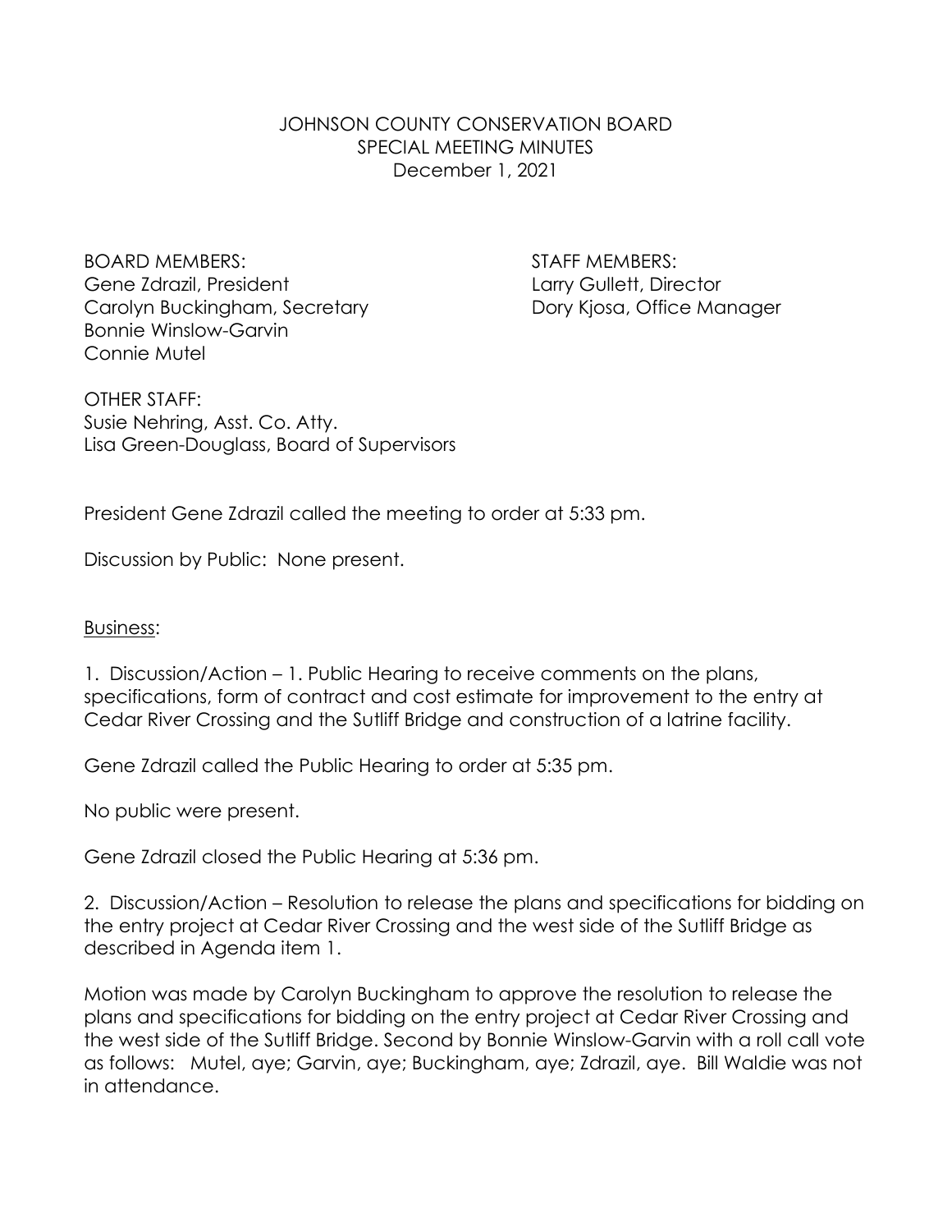# JOHNSON COUNTY CONSERVATION BOARD
## SPECIAL MEETING MINUTES
December 1, 2021

BOARD MEMBERS:
Gene Zdrazil, President
Carolyn Buckingham, Secretary
Bonnie Winslow-Garvin
Connie Mutel

STAFF MEMBERS:
Larry Gullett, Director
Dory Kjosa, Office Manager

OTHER STAFF:
Susie Nehring, Asst. Co. Atty.
Lisa Green-Douglass, Board of Supervisors

President Gene Zdrazil called the meeting to order at 5:33 pm.

Discussion by Public: None present.

Business:

1. Discussion/Action – 1. Public Hearing to receive comments on the plans, specifications, form of contract and cost estimate for improvement to the entry at Cedar River Crossing and the Sutliff Bridge and construction of a latrine facility.

Gene Zdrazil called the Public Hearing to order at 5:35 pm.

No public were present.

Gene Zdrazil closed the Public Hearing at 5:36 pm.

2. Discussion/Action – Resolution to release the plans and specifications for bidding on the entry project at Cedar River Crossing and the west side of the Sutliff Bridge as described in Agenda item 1.

Motion was made by Carolyn Buckingham to approve the resolution to release the plans and specifications for bidding on the entry project at Cedar River Crossing and the west side of the Sutliff Bridge. Second by Bonnie Winslow-Garvin with a roll call vote as follows: Mutel, aye; Garvin, aye; Buckingham, aye; Zdrazil, aye. Bill Waldie was not in attendance.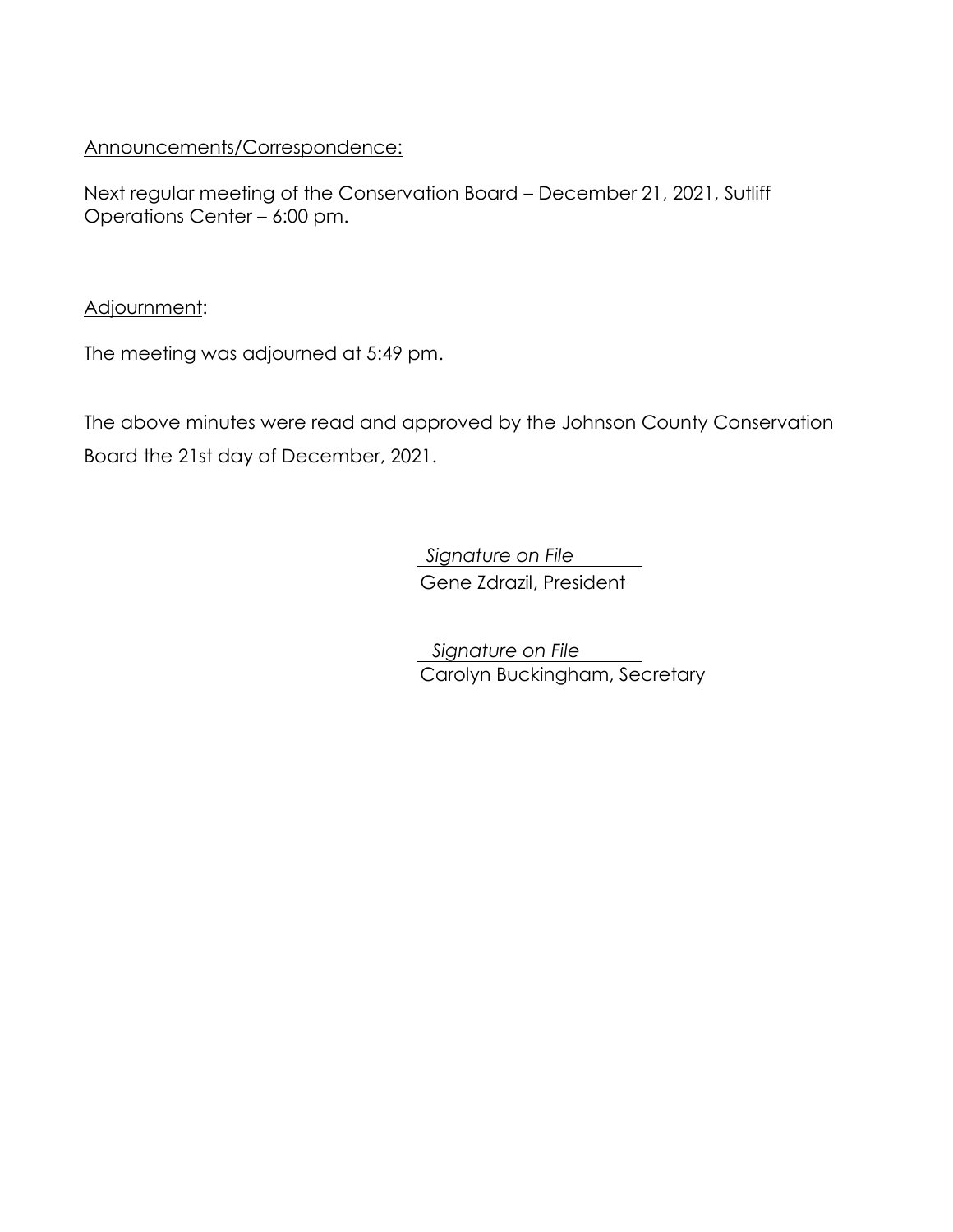Announcements/Correspondence:

Next regular meeting of the Conservation Board – December 21, 2021, Sutliff Operations Center – 6:00 pm.

Adjournment:

The meeting was adjourned at 5:49 pm.

The above minutes were read and approved by the Johnson County Conservation Board the 21st day of December, 2021.

*Signature on File*
Gene Zdrazil, President

*Signature on File*
Carolyn Buckingham, Secretary